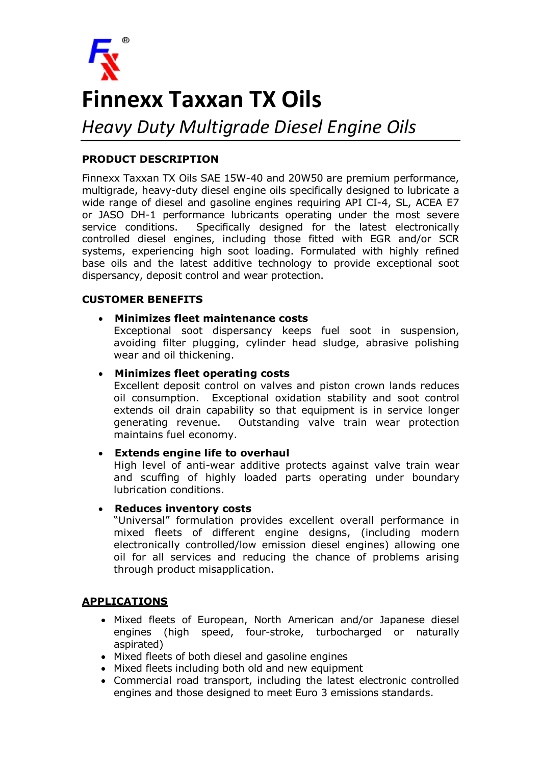# Finnexx Taxxan TX Oils

## *Heavy Duty Multigrade Diesel Engine Oils*

**PRODUCT DESCRIPTION**

Finnexx Taxxan TX Oils SAE 15W-40 and 20W50 are premium performance, multigrade, heavy-duty diesel engine oils specifically designed to lubricate a wide range of diesel and gasoline engines requiring API CI-4, SL, ACEA E7 or JASO DH-1 performance lubricants operating under the most severe service conditions. Specifically designed for the latest electronically controlled diesel engines, including those fitted with EGR and/or SCR systems, experiencing high soot loading. Formulated with highly refined base oils and the latest additive technology to provide exceptional soot dispersancy, deposit control and wear protection.

**CUSTOMER BENEFITS**

- **Minimizes fleet maintenance costs**
  Exceptional soot dispersancy keeps fuel soot in suspension, avoiding filter plugging, cylinder head sludge, abrasive polishing wear and oil thickening.
- **Minimizes fleet operating costs**
  Excellent deposit control on valves and piston crown lands reduces oil consumption. Exceptional oxidation stability and soot control extends oil drain capability so that equipment is in service longer generating revenue. Outstanding valve train wear protection maintains fuel economy.
- **Extends engine life to overhaul**
  High level of anti-wear additive protects against valve train wear and scuffing of highly loaded parts operating under boundary lubrication conditions.
- **Reduces inventory costs**
  "Universal" formulation provides excellent overall performance in mixed fleets of different engine designs, (including modern electronically controlled/low emission diesel engines) allowing one oil for all services and reducing the chance of problems arising through product misapplication.

**APPLICATIONS**

- Mixed fleets of European, North American and/or Japanese diesel engines (high speed, four-stroke, turbocharged or naturally aspirated)
- Mixed fleets of both diesel and gasoline engines
- Mixed fleets including both old and new equipment
- Commercial road transport, including the latest electronic controlled engines and those designed to meet Euro 3 emissions standards.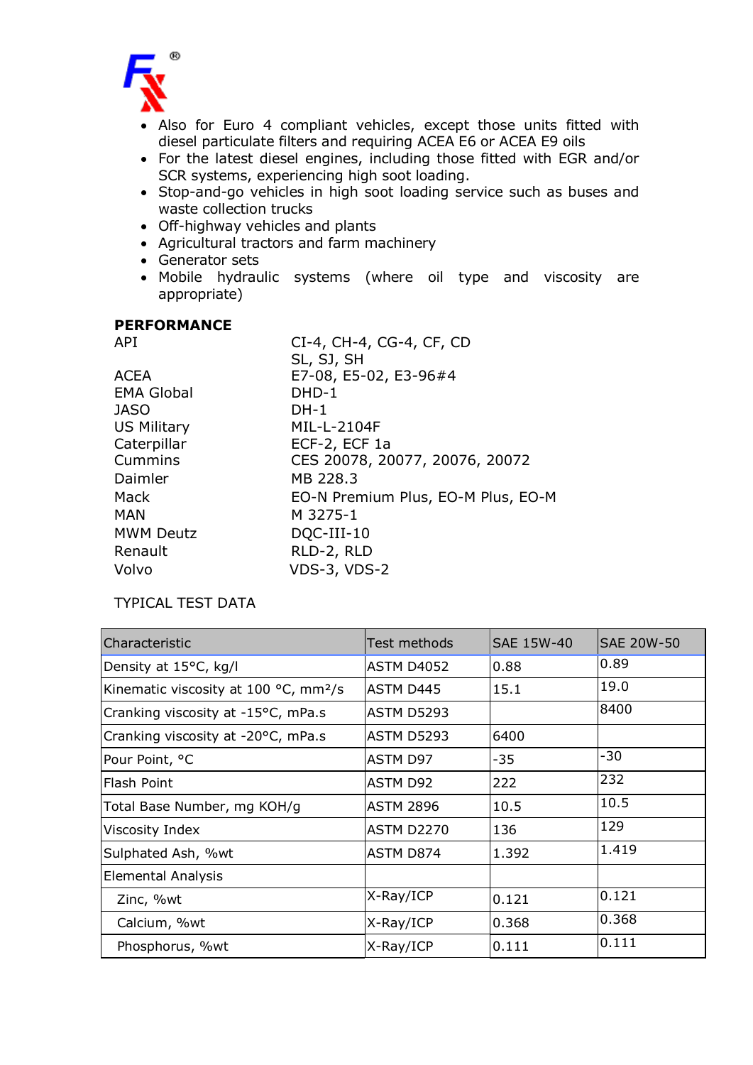- Also for Euro 4 compliant vehicles, except those units fitted with diesel particulate filters and requiring ACEA E6 or ACEA E9 oils
- For the latest diesel engines, including those fitted with EGR and/or SCR systems, experiencing high soot loading.
- Stop-and-go vehicles in high soot loading service such as buses and waste collection trucks
- Off-highway vehicles and plants
- Agricultural tractors and farm machinery
- Generator sets
- Mobile hydraulic systems (where oil type and viscosity are appropriate)

**PERFORMANCE**

| | |
|---|---|
| API | CI-4, CH-4, CG-4, CF, CD<br>SL, SJ, SH |
| ACEA | E7-08, E5-02, E3-96#4 |
| EMA Global | DHD-1 |
| JASO | DH-1 |
| US Military | MIL-L-2104F |
| Caterpillar | ECF-2, ECF 1a |
| Cummins | CES 20078, 20077, 20076, 20072 |
| Daimler | MB 228.3 |
| Mack | EO-N Premium Plus, EO-M Plus, EO-M |
| MAN | M 3275-1 |
| MWM Deutz | DQC-III-10 |
| Renault | RLD-2, RLD |
| Volvo | VDS-3, VDS-2 |

TYPICAL TEST DATA

| Characteristic | Test methods | SAE 15W-40 | SAE 20W-50 |
|---|---|---|---|
| Density at 15°C, kg/l | ASTM D4052 | 0.88 | 0.89 |
| Kinematic viscosity at 100 °C, mm²/s | ASTM D445 | 15.1 | 19.0 |
| Cranking viscosity at -15°C, mPa.s | ASTM D5293 | | 8400 |
| Cranking viscosity at -20°C, mPa.s | ASTM D5293 | 6400 | |
| Pour Point, °C | ASTM D97 | -35 | -30 |
| Flash Point | ASTM D92 | 222 | 232 |
| Total Base Number, mg KOH/g | ASTM 2896 | 10.5 | 10.5 |
| Viscosity Index | ASTM D2270 | 136 | 129 |
| Sulphated Ash, %wt | ASTM D874 | 1.392 | 1.419 |
| Elemental Analysis | | | |
| Zinc, %wt | X-Ray/ICP | 0.121 | 0.121 |
| Calcium, %wt | X-Ray/ICP | 0.368 | 0.368 |
| Phosphorus, %wt | X-Ray/ICP | 0.111 | 0.111 |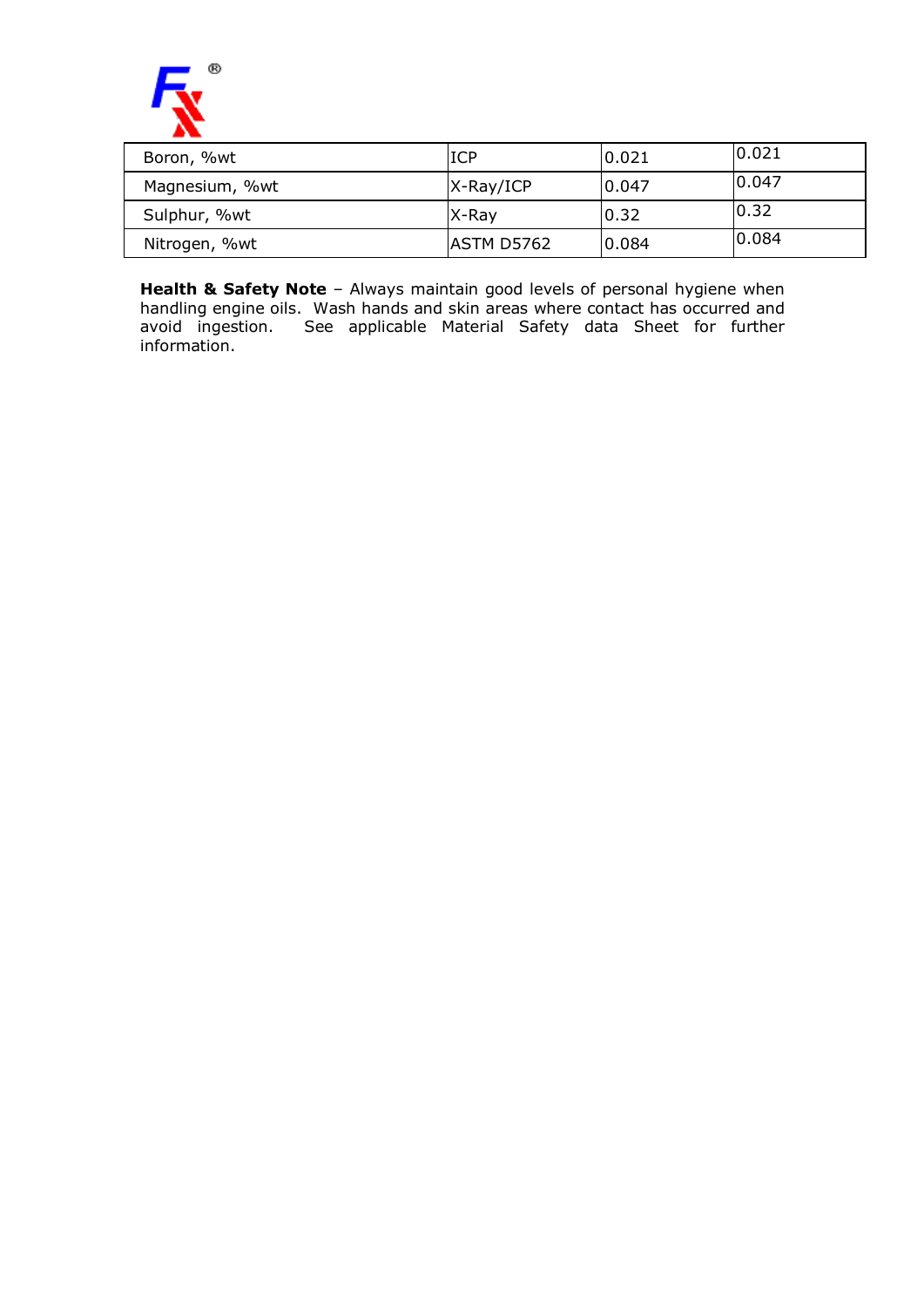| | | | |
|---|---|---|---|
| Boron, %wt | ICP | 0.021 | 0.021 |
| Magnesium, %wt | X-Ray/ICP | 0.047 | 0.047 |
| Sulphur, %wt | X-Ray | 0.32 | 0.32 |
| Nitrogen, %wt | ASTM D5762 | 0.084 | 0.084 |

**Health & Safety Note** – Always maintain good levels of personal hygiene when handling engine oils. Wash hands and skin areas where contact has occurred and avoid ingestion. See applicable Material Safety data Sheet for further information.